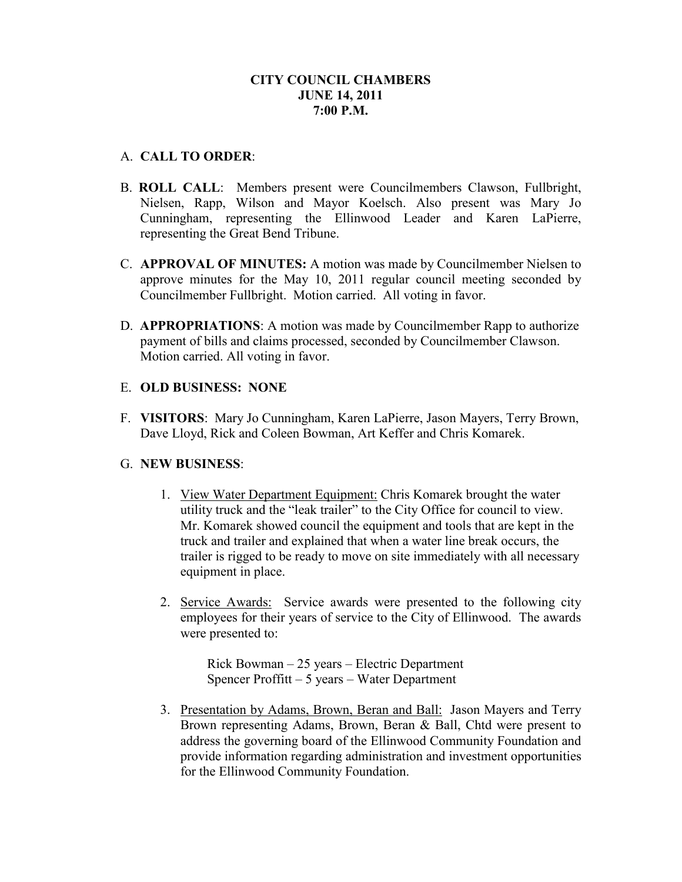# CITY COUNCIL CHAMBERS
# JUNE 14, 2011
# 7:00 P.M.

A. **CALL TO ORDER**:

B. **ROLL CALL**: Members present were Councilmembers Clawson, Fullbright, Nielsen, Rapp, Wilson and Mayor Koelsch. Also present was Mary Jo Cunningham, representing the Ellinwood Leader and Karen LaPierre, representing the Great Bend Tribune.

C. **APPROVAL OF MINUTES:** A motion was made by Councilmember Nielsen to approve minutes for the May 10, 2011 regular council meeting seconded by Councilmember Fullbright. Motion carried. All voting in favor.

D. **APPROPRIATIONS**: A motion was made by Councilmember Rapp to authorize payment of bills and claims processed, seconded by Councilmember Clawson. Motion carried. All voting in favor.

E. **OLD BUSINESS: NONE**

F. **VISITORS**: Mary Jo Cunningham, Karen LaPierre, Jason Mayers, Terry Brown, Dave Lloyd, Rick and Coleen Bowman, Art Keffer and Chris Komarek.

G. **NEW BUSINESS**:

1. View Water Department Equipment: Chris Komarek brought the water utility truck and the "leak trailer" to the City Office for council to view. Mr. Komarek showed council the equipment and tools that are kept in the truck and trailer and explained that when a water line break occurs, the trailer is rigged to be ready to move on site immediately with all necessary equipment in place.

2. Service Awards: Service awards were presented to the following city employees for their years of service to the City of Ellinwood. The awards were presented to:

   Rick Bowman – 25 years – Electric Department
   Spencer Proffitt – 5 years – Water Department

3. Presentation by Adams, Brown, Beran and Ball: Jason Mayers and Terry Brown representing Adams, Brown, Beran & Ball, Chtd were present to address the governing board of the Ellinwood Community Foundation and provide information regarding administration and investment opportunities for the Ellinwood Community Foundation.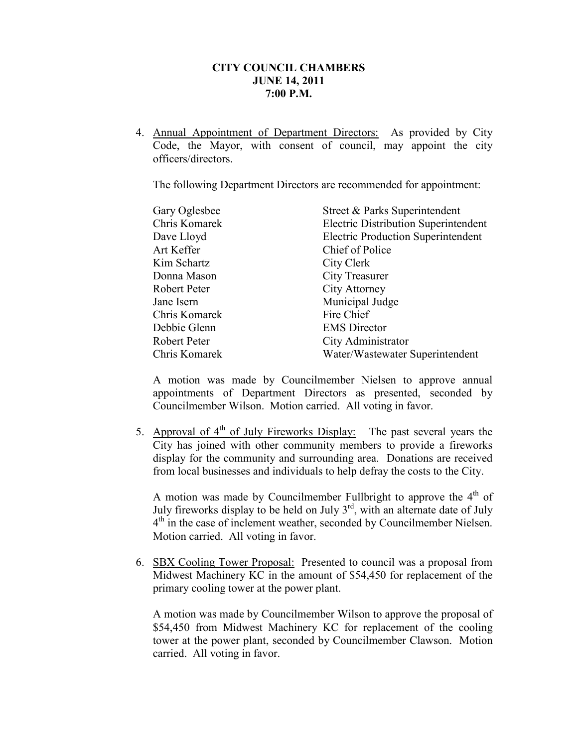**CITY COUNCIL CHAMBERS**
**JUNE 14, 2011**
**7:00 P.M.**

4. Annual Appointment of Department Directors: As provided by City Code, the Mayor, with consent of council, may appoint the city officers/directors.

   The following Department Directors are recommended for appointment:

   | | |
   |---|---|
   | Gary Oglesbee | Street & Parks Superintendent |
   | Chris Komarek | Electric Distribution Superintendent |
   | Dave Lloyd | Electric Production Superintendent |
   | Art Keffer | Chief of Police |
   | Kim Schartz | City Clerk |
   | Donna Mason | City Treasurer |
   | Robert Peter | City Attorney |
   | Jane Isern | Municipal Judge |
   | Chris Komarek | Fire Chief |
   | Debbie Glenn | EMS Director |
   | Robert Peter | City Administrator |
   | Chris Komarek | Water/Wastewater Superintendent |

   A motion was made by Councilmember Nielsen to approve annual appointments of Department Directors as presented, seconded by Councilmember Wilson. Motion carried. All voting in favor.

5. Approval of 4th of July Fireworks Display: The past several years the City has joined with other community members to provide a fireworks display for the community and surrounding area. Donations are received from local businesses and individuals to help defray the costs to the City.

   A motion was made by Councilmember Fullbright to approve the 4th of July fireworks display to be held on July 3rd, with an alternate date of July 4th in the case of inclement weather, seconded by Councilmember Nielsen. Motion carried. All voting in favor.

6. SBX Cooling Tower Proposal: Presented to council was a proposal from Midwest Machinery KC in the amount of $54,450 for replacement of the primary cooling tower at the power plant.

   A motion was made by Councilmember Wilson to approve the proposal of $54,450 from Midwest Machinery KC for replacement of the cooling tower at the power plant, seconded by Councilmember Clawson. Motion carried. All voting in favor.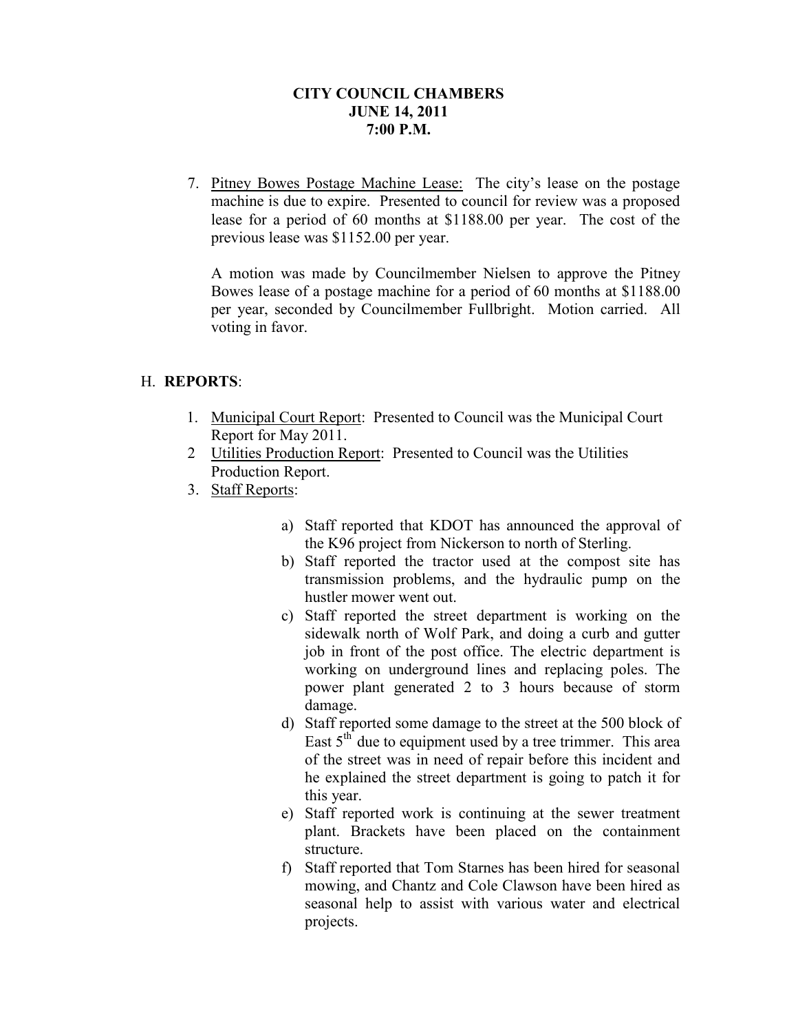**CITY COUNCIL CHAMBERS**
**JUNE 14, 2011**
**7:00 P.M.**

7. Pitney Bowes Postage Machine Lease: The city's lease on the postage machine is due to expire. Presented to council for review was a proposed lease for a period of 60 months at $1188.00 per year. The cost of the previous lease was $1152.00 per year.

   A motion was made by Councilmember Nielsen to approve the Pitney Bowes lease of a postage machine for a period of 60 months at $1188.00 per year, seconded by Councilmember Fullbright. Motion carried. All voting in favor.

H. **REPORTS**:

1. Municipal Court Report: Presented to Council was the Municipal Court Report for May 2011.
2. Utilities Production Report: Presented to Council was the Utilities Production Report.
3. Staff Reports:

   a) Staff reported that KDOT has announced the approval of the K96 project from Nickerson to north of Sterling.
   b) Staff reported the tractor used at the compost site has transmission problems, and the hydraulic pump on the hustler mower went out.
   c) Staff reported the street department is working on the sidewalk north of Wolf Park, and doing a curb and gutter job in front of the post office. The electric department is working on underground lines and replacing poles. The power plant generated 2 to 3 hours because of storm damage.
   d) Staff reported some damage to the street at the 500 block of East 5th due to equipment used by a tree trimmer. This area of the street was in need of repair before this incident and he explained the street department is going to patch it for this year.
   e) Staff reported work is continuing at the sewer treatment plant. Brackets have been placed on the containment structure.
   f) Staff reported that Tom Starnes has been hired for seasonal mowing, and Chantz and Cole Clawson have been hired as seasonal help to assist with various water and electrical projects.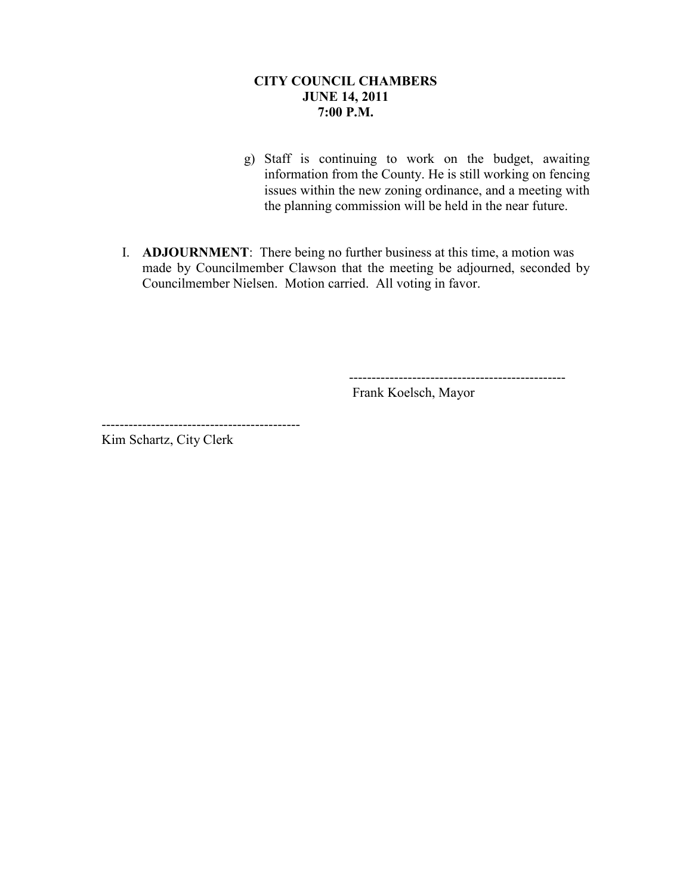**CITY COUNCIL CHAMBERS**
**JUNE 14, 2011**
**7:00 P.M.**

g) Staff is continuing to work on the budget, awaiting information from the County. He is still working on fencing issues within the new zoning ordinance, and a meeting with the planning commission will be held in the near future.

I. **ADJOURNMENT**: There being no further business at this time, a motion was made by Councilmember Clawson that the meeting be adjourned, seconded by Councilmember Nielsen. Motion carried. All voting in favor.

------------------------------------------------
Frank Koelsch, Mayor

--------------------------------------------
Kim Schartz, City Clerk